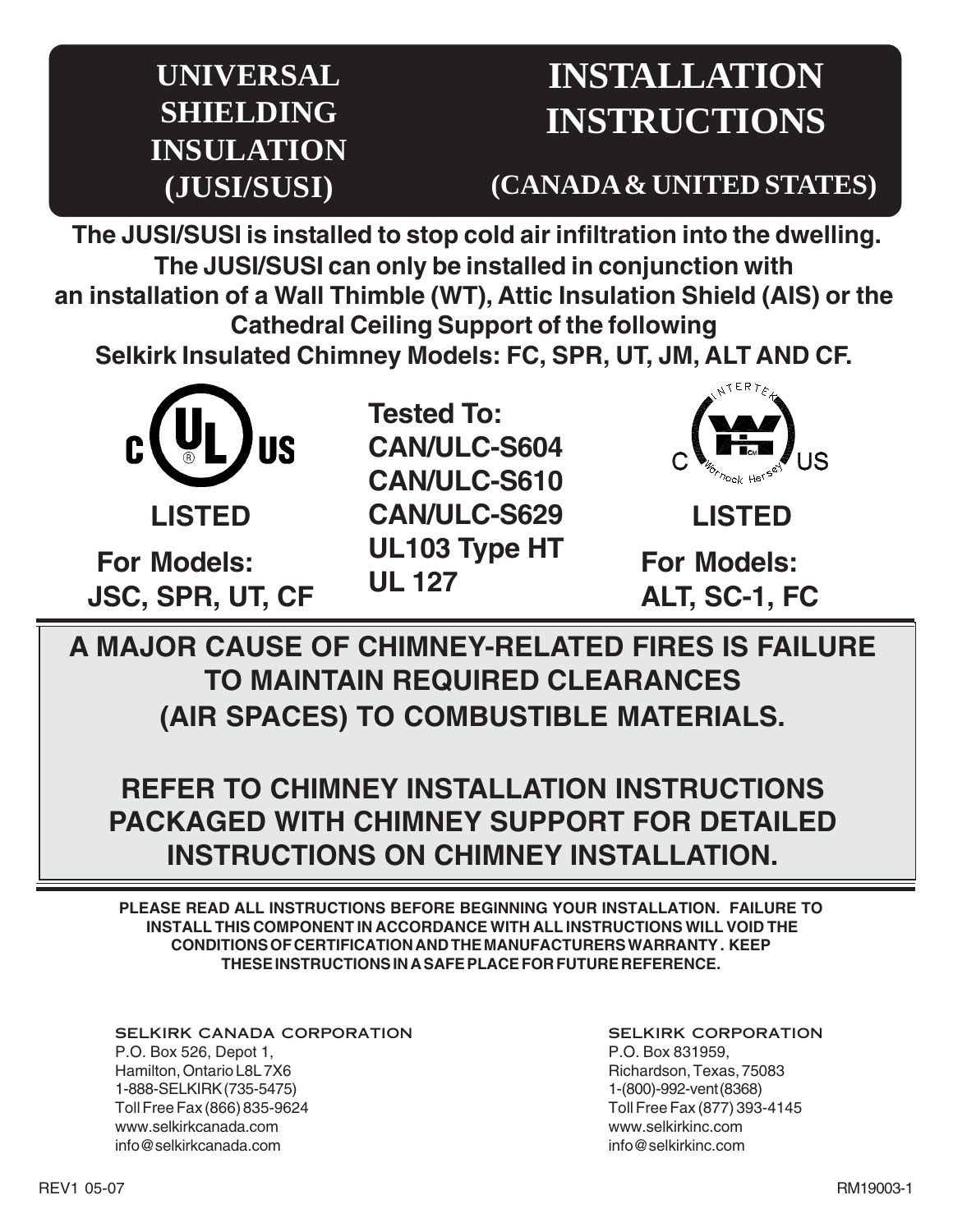# UNIVERSAL SHIELDING INSULATION (JUSI/SUSI)

# INSTALLATION INSTRUCTIONS

## (CANADA & UNITED STATES)

**The JUSI/SUSI is installed to stop cold air infiltration into the dwelling. The JUSI/SUSI can only be installed in conjunction with an installation of a Wall Thimble (WT), Attic Insulation Shield (AIS) or the Cathedral Ceiling Support of the following Selkirk Insulated Chimney Models: FC, SPR, UT, JM, ALT AND CF.**

c UL US

**LISTED**

**For Models: JSC, SPR, UT, CF**

**Tested To:**
**CAN/ULC-S604**
**CAN/ULC-S610**
**CAN/ULC-S629**
**UL103 Type HT**
**UL 127**

C Intertek Warnock Hersey US

**LISTED**

**For Models: ALT, SC-1, FC**

**A MAJOR CAUSE OF CHIMNEY-RELATED FIRES IS FAILURE TO MAINTAIN REQUIRED CLEARANCES (AIR SPACES) TO COMBUSTIBLE MATERIALS.**

**REFER TO CHIMNEY INSTALLATION INSTRUCTIONS PACKAGED WITH CHIMNEY SUPPORT FOR DETAILED INSTRUCTIONS ON CHIMNEY INSTALLATION.**

**PLEASE READ ALL INSTRUCTIONS BEFORE BEGINNING YOUR INSTALLATION. FAILURE TO INSTALL THIS COMPONENT IN ACCORDANCE WITH ALL INSTRUCTIONS WILL VOID THE CONDITIONS OF CERTIFICATION AND THE MANUFACTURERS WARRANTY. KEEP THESE INSTRUCTIONS IN A SAFE PLACE FOR FUTURE REFERENCE.**

SELKIRK CANADA CORPORATION
P.O. Box 526, Depot 1,
Hamilton, Ontario L8L 7X6
1-888-SELKIRK (735-5475)
Toll Free Fax (866) 835-9624
www.selkirkcanada.com
info@selkirkcanada.com

SELKIRK CORPORATION
P.O. Box 831959,
Richardson, Texas, 75083
1-(800)-992-vent (8368)
Toll Free Fax (877) 393-4145
www.selkirkinc.com
info@selkirkinc.com

REV1 05-07

RM19003-1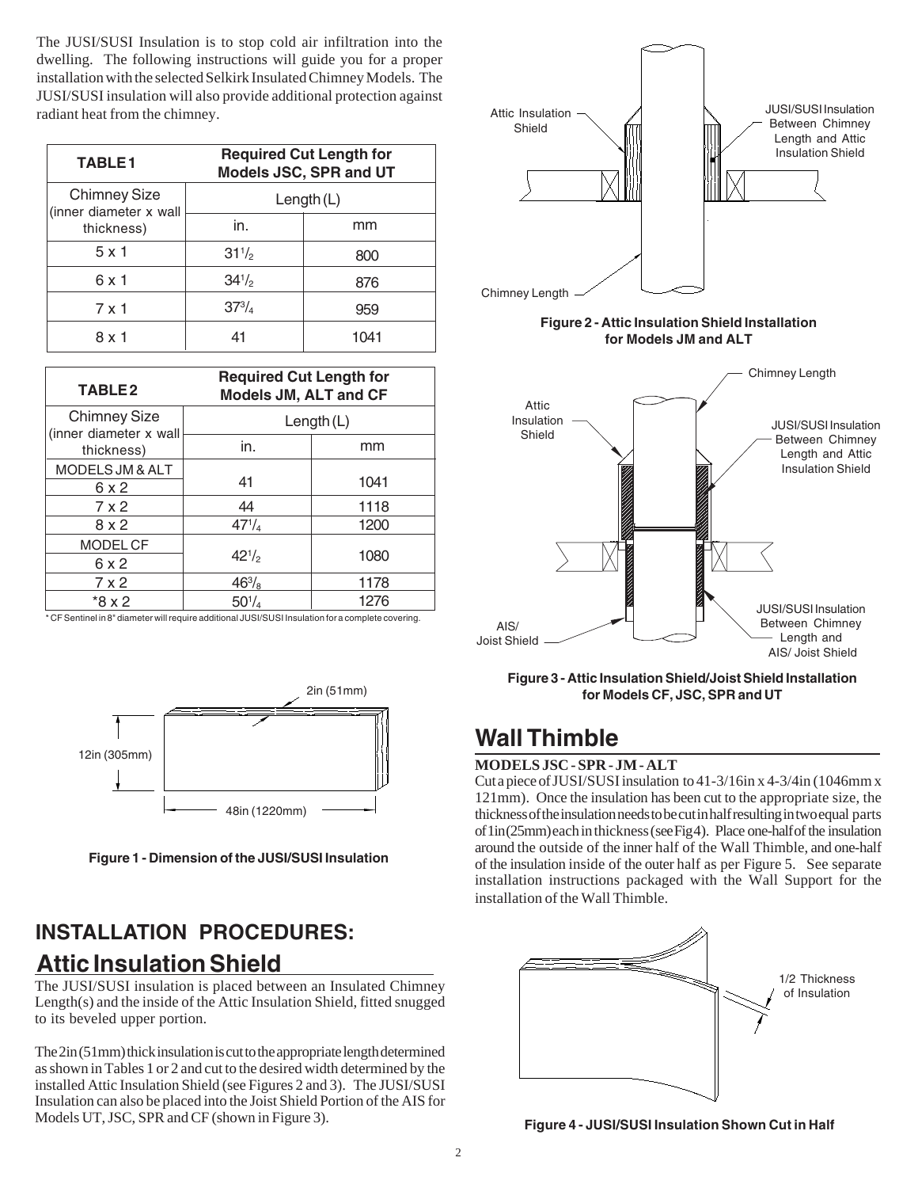The JUSI/SUSI Insulation is to stop cold air infiltration into the dwelling. The following instructions will guide you for a proper installation with the selected Selkirk Insulated Chimney Models. The JUSI/SUSI insulation will also provide additional protection against radiant heat from the chimney.

| TABLE 1 | Required Cut Length for Models JSC, SPR and UT | |
|---|---|---|
| Chimney Size (inner diameter x wall thickness) | Length (L) | |
| | in. | mm |
| 5 x 1 | 31 1/2 | 800 |
| 6 x 1 | 34 1/2 | 876 |
| 7 x 1 | 37 3/4 | 959 |
| 8 x 1 | 41 | 1041 |

| TABLE 2 | Required Cut Length for Models JM, ALT and CF | |
|---|---|---|
| Chimney Size (inner diameter x wall thickness) | Length (L) | |
| | in. | mm |
| MODELS JM & ALT 6 x 2 | 41 | 1041 |
| 7 x 2 | 44 | 1118 |
| 8 x 2 | 47 1/4 | 1200 |
| MODEL CF 6 x 2 | 42 1/2 | 1080 |
| 7 x 2 | 46 3/8 | 1178 |
| *8 x 2 | 50 1/4 | 1276 |

* CF Sentinel in 8" diameter will require additional JUSI/SUSI Insulation for a complete covering.

2in (51mm)

12in (305mm)

48in (1220mm)

**Figure 1 - Dimension of the JUSI/SUSI Insulation**

## INSTALLATION PROCEDURES:

## Attic Insulation Shield

The JUSI/SUSI insulation is placed between an Insulated Chimney Length(s) and the inside of the Attic Insulation Shield, fitted snugged to its beveled upper portion.

The 2in (51mm) thick insulation is cut to the appropriate length determined as shown in Tables 1 or 2 and cut to the desired width determined by the installed Attic Insulation Shield (see Figures 2 and 3). The JUSI/SUSI Insulation can also be placed into the Joist Shield Portion of the AIS for Models UT, JSC, SPR and CF (shown in Figure 3).

Attic Insulation Shield

JUSI/SUSI Insulation Between Chimney Length and Attic Insulation Shield

Chimney Length

**Figure 2 - Attic Insulation Shield Installation for Models JM and ALT**

Chimney Length

Attic Insulation Shield

JUSI/SUSI Insulation Between Chimney Length and Attic Insulation Shield

AIS/ Joist Shield

JUSI/SUSI Insulation Between Chimney Length and AIS/ Joist Shield

**Figure 3 - Attic Insulation Shield/Joist Shield Installation for Models CF, JSC, SPR and UT**

## Wall Thimble

**MODELS JSC - SPR - JM - ALT**

Cut a piece of JUSI/SUSI insulation to 41-3/16in x 4-3/4in (1046mm x 121mm). Once the insulation has been cut to the appropriate size, the thickness of the insulation needs to be cut in half resulting in two equal parts of 1in (25mm) each in thickness (see Fig 4). Place one-half of the insulation around the outside of the inner half of the Wall Thimble, and one-half of the insulation inside of the outer half as per Figure 5. See separate installation instructions packaged with the Wall Support for the installation of the Wall Thimble.

1/2 Thickness of Insulation

**Figure 4 - JUSI/SUSI Insulation Shown Cut in Half**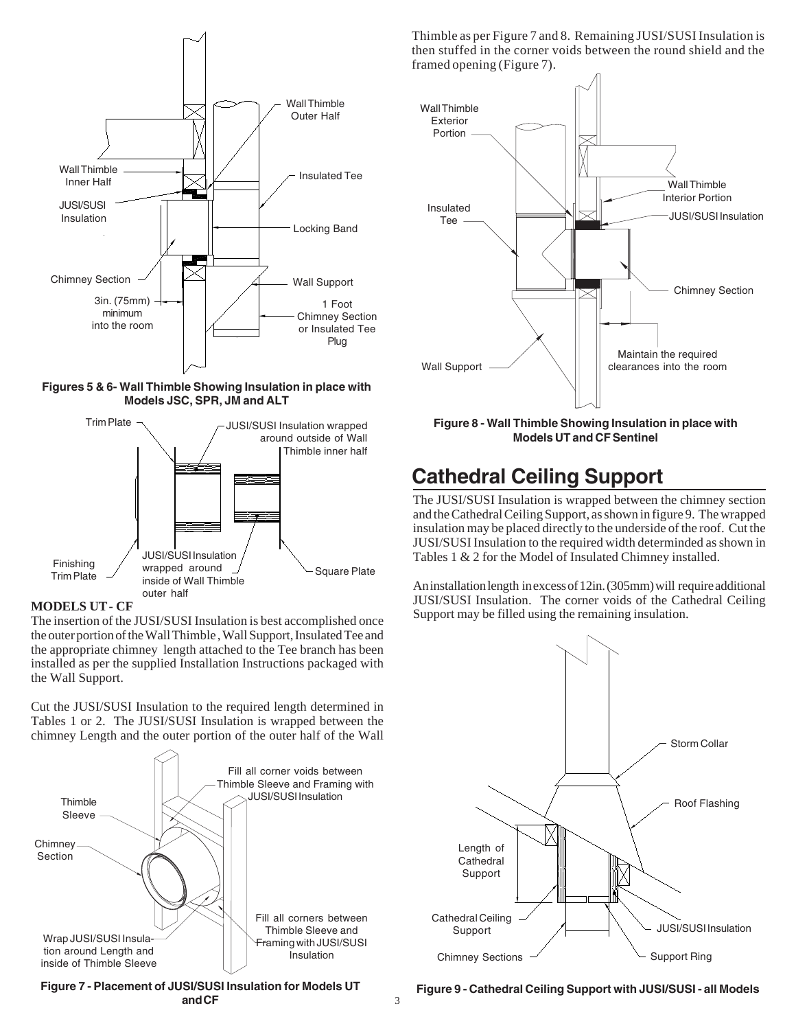Wall Thimble Outer Half

Wall Thimble Inner Half

JUSI/SUSI Insulation

Insulated Tee

Locking Band

Chimney Section

Wall Support

3in. (75mm) minimum into the room

1 Foot Chimney Section or Insulated Tee Plug

**Figures 5 & 6- Wall Thimble Showing Insulation in place with Models JSC, SPR, JM and ALT**

Trim Plate

JUSI/SUSI Insulation wrapped around outside of Wall Thimble inner half

Finishing Trim Plate

JUSI/SUSI Insulation wrapped around inside of Wall Thimble outer half

Square Plate

**MODELS UT - CF**

The insertion of the JUSI/SUSI Insulation is best accomplished once the outer portion of the Wall Thimble , Wall Support, Insulated Tee and the appropriate chimney length attached to the Tee branch has been installed as per the supplied Installation Instructions packaged with the Wall Support.

Cut the JUSI/SUSI Insulation to the required length determined in Tables 1 or 2. The JUSI/SUSI Insulation is wrapped between the chimney Length and the outer portion of the outer half of the Wall Thimble as per Figure 7 and 8. Remaining JUSI/SUSI Insulation is then stuffed in the corner voids between the round shield and the framed opening (Figure 7).

Thimble Sleeve

Chimney Section

Fill all corner voids between Thimble Sleeve and Framing with JUSI/SUSI Insulation

Fill all corners between Thimble Sleeve and Framing with JUSI/SUSI Insulation

Wrap JUSI/SUSI Insulation around Length and inside of Thimble Sleeve

**Figure 7 - Placement of JUSI/SUSI Insulation for Models UT and CF**

Wall Thimble Exterior Portion

Insulated Tee

Wall Thimble Interior Portion

JUSI/SUSI Insulation

Chimney Section

Wall Support

Maintain the required clearances into the room

**Figure 8 - Wall Thimble Showing Insulation in place with Models UT and CF Sentinel**

## Cathedral Ceiling Support

The JUSI/SUSI Insulation is wrapped between the chimney section and the Cathedral Ceiling Support, as shown in figure 9. The wrapped insulation may be placed directly to the underside of the roof. Cut the JUSI/SUSI Insulation to the required width determinded as shown in Tables 1 & 2 for the Model of Insulated Chimney installed.

An installation length in excess of 12in. (305mm) will require additional JUSI/SUSI Insulation. The corner voids of the Cathedral Ceiling Support may be filled using the remaining insulation.

Storm Collar

Roof Flashing

Length of Cathedral Support

Cathedral Ceiling Support

JUSI/SUSI Insulation

Chimney Sections

Support Ring

**Figure 9 - Cathedral Ceiling Support with JUSI/SUSI - all Models**